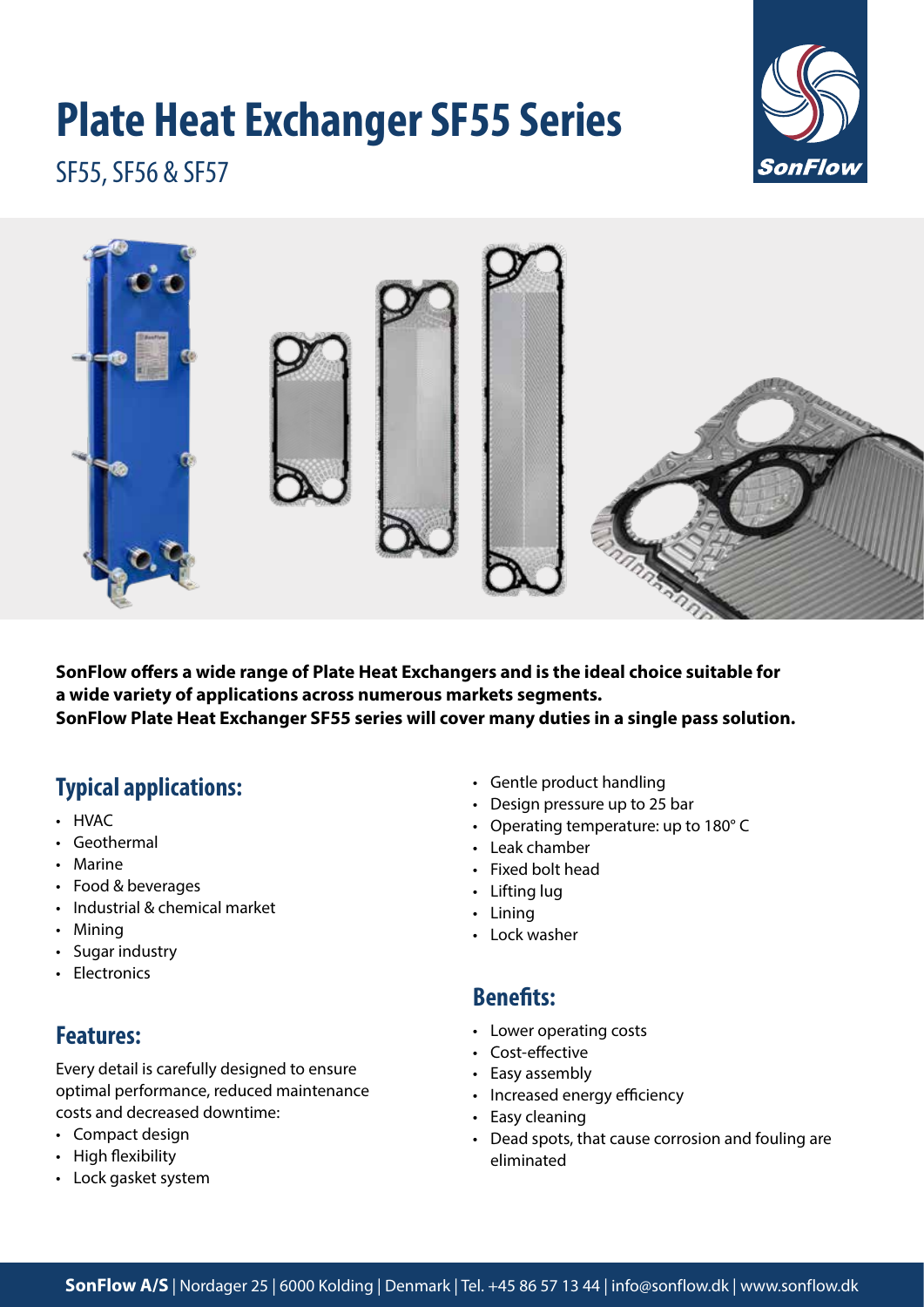# Plate Heat Exchanger SF55 Series

SF55, SF56 & SF57

**SonFlow offers a wide range of Plate Heat Exchangers and is the ideal choice suitable for a wide variety of applications across numerous markets segments.**
**SonFlow Plate Heat Exchanger SF55 series will cover many duties in a single pass solution.**

## Typical applications:

- HVAC
- Geothermal
- Marine
- Food & beverages
- Industrial & chemical market
- Mining
- Sugar industry
- Electronics

## Features:

Every detail is carefully designed to ensure optimal performance, reduced maintenance costs and decreased downtime:

- Compact design
- High flexibility
- Lock gasket system
- Gentle product handling
- Design pressure up to 25 bar
- Operating temperature: up to 180° C
- Leak chamber
- Fixed bolt head
- Lifting lug
- Lining
- Lock washer

## Benefits:

- Lower operating costs
- Cost-effective
- Easy assembly
- Increased energy efficiency
- Easy cleaning
- Dead spots, that cause corrosion and fouling are eliminated

**SonFlow A/S** | Nordager 25 | 6000 Kolding | Denmark | Tel. +45 86 57 13 44 | info@sonflow.dk | www.sonflow.dk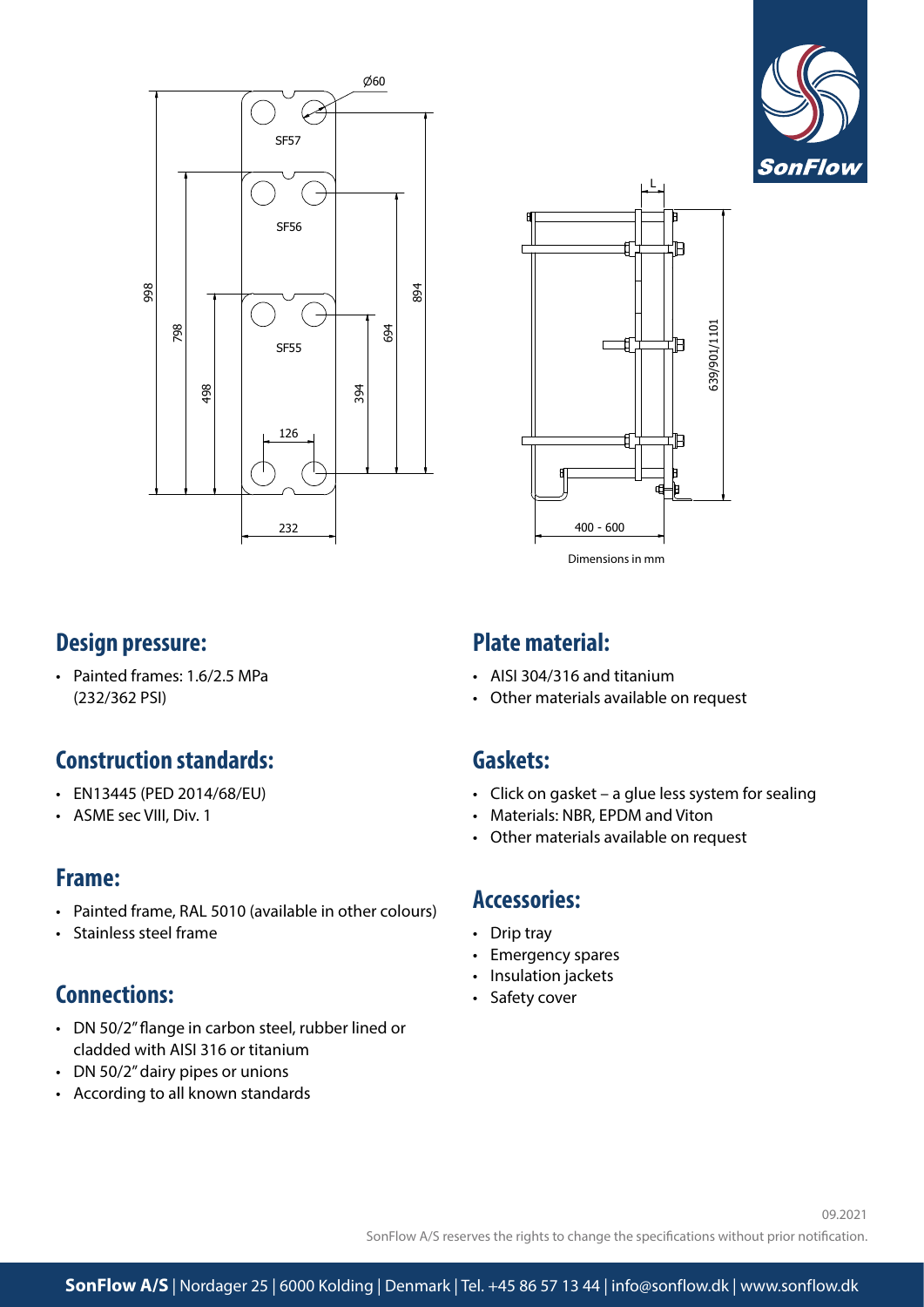Ø60

SF57

SF56

SF55

998

798

498

894

694

394

126

232

L

639/901/1101

400 - 600

Dimensions in mm

## Design pressure:

- Painted frames: 1.6/2.5 MPa (232/362 PSI)

## Construction standards:

- EN13445 (PED 2014/68/EU)
- ASME sec VIII, Div. 1

## Frame:

- Painted frame, RAL 5010 (available in other colours)
- Stainless steel frame

## Connections:

- DN 50/2" flange in carbon steel, rubber lined or cladded with AISI 316 or titanium
- DN 50/2" dairy pipes or unions
- According to all known standards

## Plate material:

- AISI 304/316 and titanium
- Other materials available on request

## Gaskets:

- Click on gasket – a glue less system for sealing
- Materials: NBR, EPDM and Viton
- Other materials available on request

## Accessories:

- Drip tray
- Emergency spares
- Insulation jackets
- Safety cover

09.2021

SonFlow A/S reserves the rights to change the specifications without prior notification.

**SonFlow A/S** | Nordager 25 | 6000 Kolding | Denmark | Tel. +45 86 57 13 44 | info@sonflow.dk | www.sonflow.dk